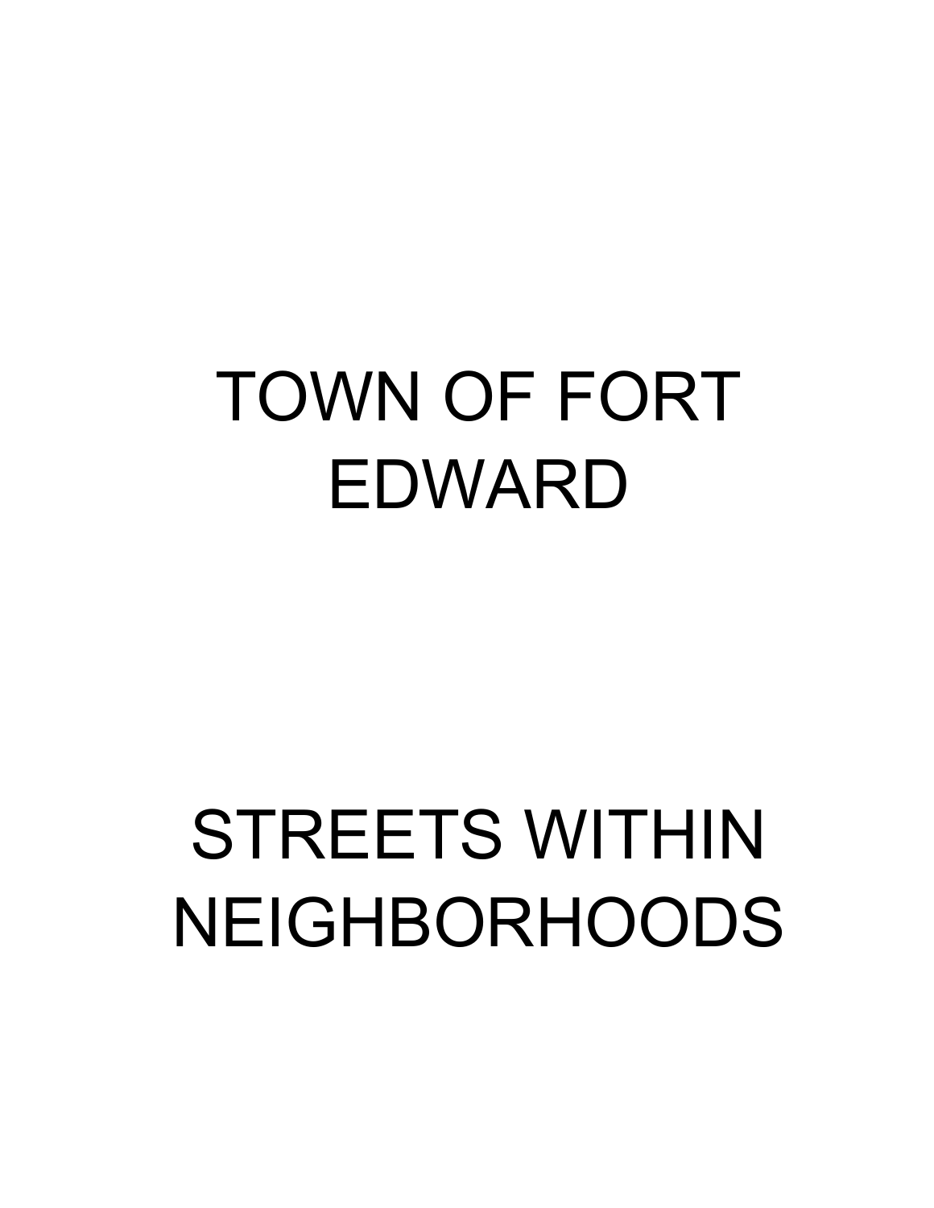# TOWN OF FORT EDWARD

# STREETS WITHIN NEIGHBORHOODS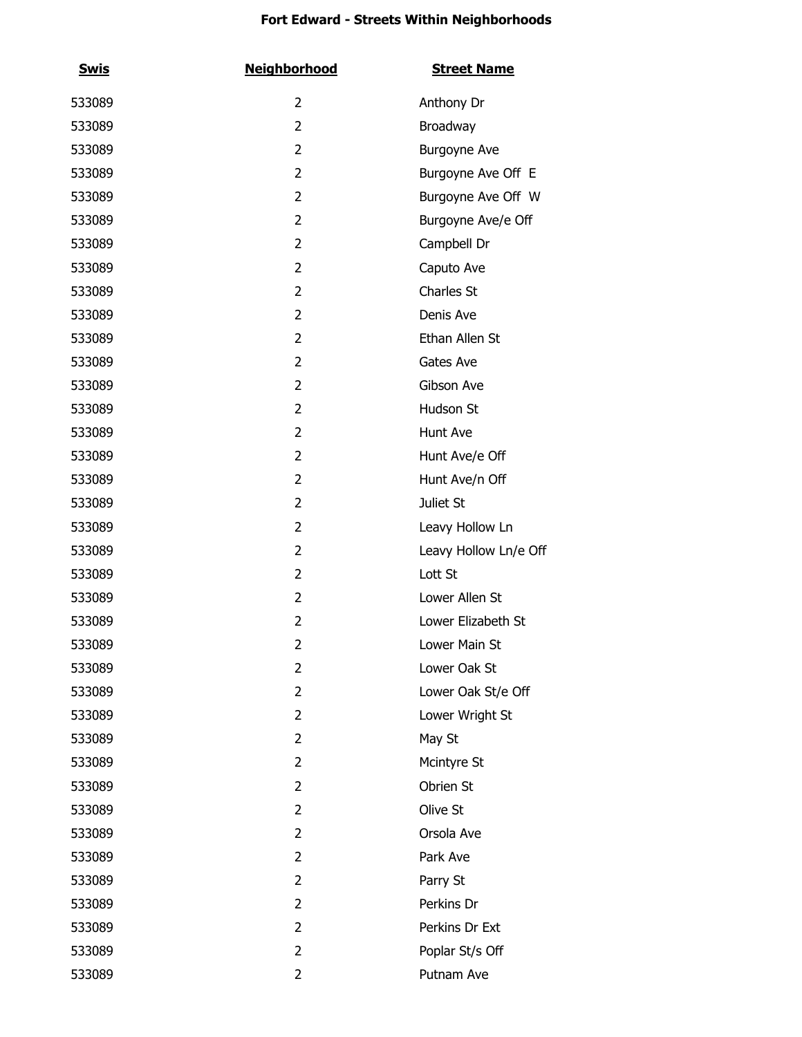**Fort Edward - Streets Within Neighborhoods**

| Swis | Neighborhood | Street Name |
|---|---|---|
| 533089 | 2 | Anthony Dr |
| 533089 | 2 | Broadway |
| 533089 | 2 | Burgoyne Ave |
| 533089 | 2 | Burgoyne Ave Off E |
| 533089 | 2 | Burgoyne Ave Off W |
| 533089 | 2 | Burgoyne Ave/e Off |
| 533089 | 2 | Campbell Dr |
| 533089 | 2 | Caputo Ave |
| 533089 | 2 | Charles St |
| 533089 | 2 | Denis Ave |
| 533089 | 2 | Ethan Allen St |
| 533089 | 2 | Gates Ave |
| 533089 | 2 | Gibson Ave |
| 533089 | 2 | Hudson St |
| 533089 | 2 | Hunt Ave |
| 533089 | 2 | Hunt Ave/e Off |
| 533089 | 2 | Hunt Ave/n Off |
| 533089 | 2 | Juliet St |
| 533089 | 2 | Leavy Hollow Ln |
| 533089 | 2 | Leavy Hollow Ln/e Off |
| 533089 | 2 | Lott St |
| 533089 | 2 | Lower Allen St |
| 533089 | 2 | Lower Elizabeth St |
| 533089 | 2 | Lower Main St |
| 533089 | 2 | Lower Oak St |
| 533089 | 2 | Lower Oak St/e Off |
| 533089 | 2 | Lower Wright St |
| 533089 | 2 | May St |
| 533089 | 2 | Mcintyre St |
| 533089 | 2 | Obrien St |
| 533089 | 2 | Olive St |
| 533089 | 2 | Orsola Ave |
| 533089 | 2 | Park Ave |
| 533089 | 2 | Parry St |
| 533089 | 2 | Perkins Dr |
| 533089 | 2 | Perkins Dr Ext |
| 533089 | 2 | Poplar St/s Off |
| 533089 | 2 | Putnam Ave |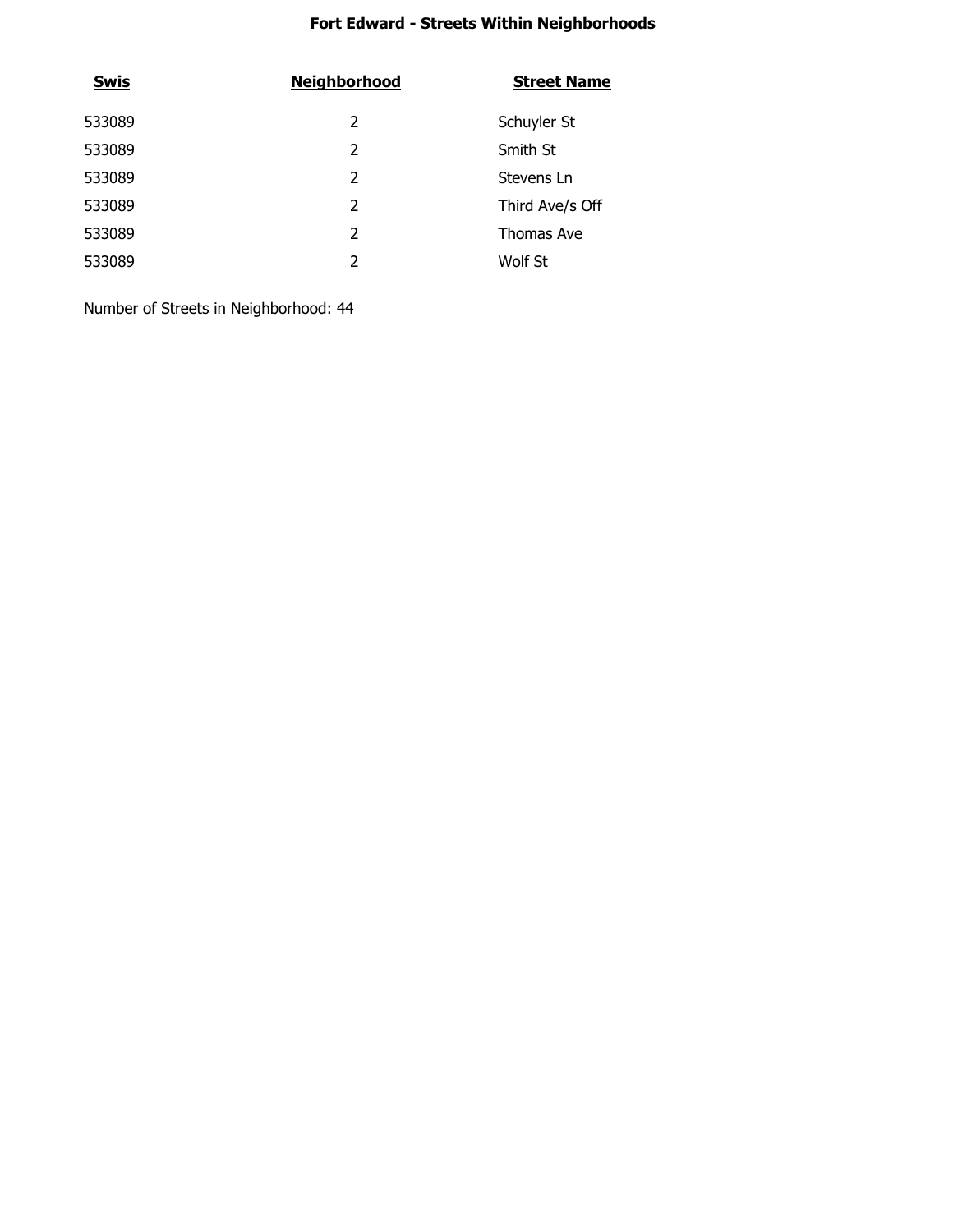**Fort Edward - Streets Within Neighborhoods**

| Swis | Neighborhood | Street Name |
|---|---|---|
| 533089 | 2 | Schuyler St |
| 533089 | 2 | Smith St |
| 533089 | 2 | Stevens Ln |
| 533089 | 2 | Third Ave/s Off |
| 533089 | 2 | Thomas Ave |
| 533089 | 2 | Wolf St |

Number of Streets in Neighborhood: 44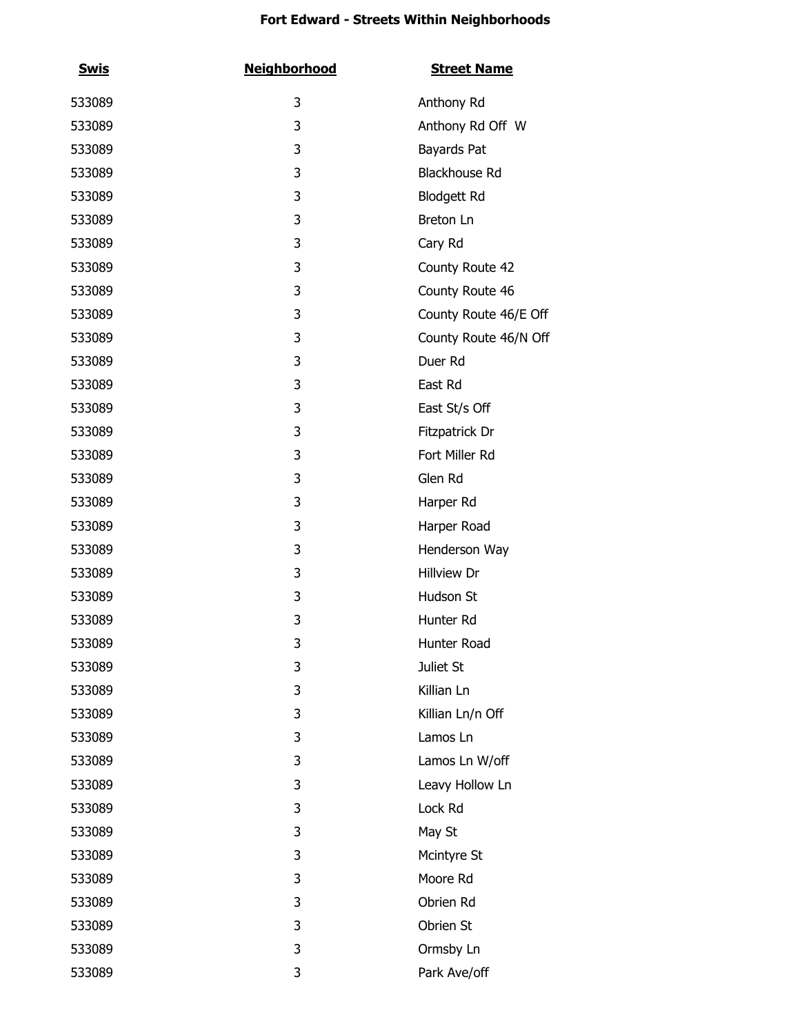# Fort Edward - Streets Within Neighborhoods

| Swis | Neighborhood | Street Name |
|---|---|---|
| 533089 | 3 | Anthony Rd |
| 533089 | 3 | Anthony Rd Off  W |
| 533089 | 3 | Bayards Pat |
| 533089 | 3 | Blackhouse Rd |
| 533089 | 3 | Blodgett Rd |
| 533089 | 3 | Breton Ln |
| 533089 | 3 | Cary Rd |
| 533089 | 3 | County Route 42 |
| 533089 | 3 | County Route 46 |
| 533089 | 3 | County Route 46/E Off |
| 533089 | 3 | County Route 46/N Off |
| 533089 | 3 | Duer Rd |
| 533089 | 3 | East Rd |
| 533089 | 3 | East St/s Off |
| 533089 | 3 | Fitzpatrick Dr |
| 533089 | 3 | Fort Miller Rd |
| 533089 | 3 | Glen Rd |
| 533089 | 3 | Harper Rd |
| 533089 | 3 | Harper Road |
| 533089 | 3 | Henderson Way |
| 533089 | 3 | Hillview Dr |
| 533089 | 3 | Hudson St |
| 533089 | 3 | Hunter Rd |
| 533089 | 3 | Hunter Road |
| 533089 | 3 | Juliet St |
| 533089 | 3 | Killian Ln |
| 533089 | 3 | Killian Ln/n Off |
| 533089 | 3 | Lamos Ln |
| 533089 | 3 | Lamos Ln W/off |
| 533089 | 3 | Leavy Hollow Ln |
| 533089 | 3 | Lock Rd |
| 533089 | 3 | May St |
| 533089 | 3 | Mcintyre St |
| 533089 | 3 | Moore Rd |
| 533089 | 3 | Obrien Rd |
| 533089 | 3 | Obrien St |
| 533089 | 3 | Ormsby Ln |
| 533089 | 3 | Park Ave/off |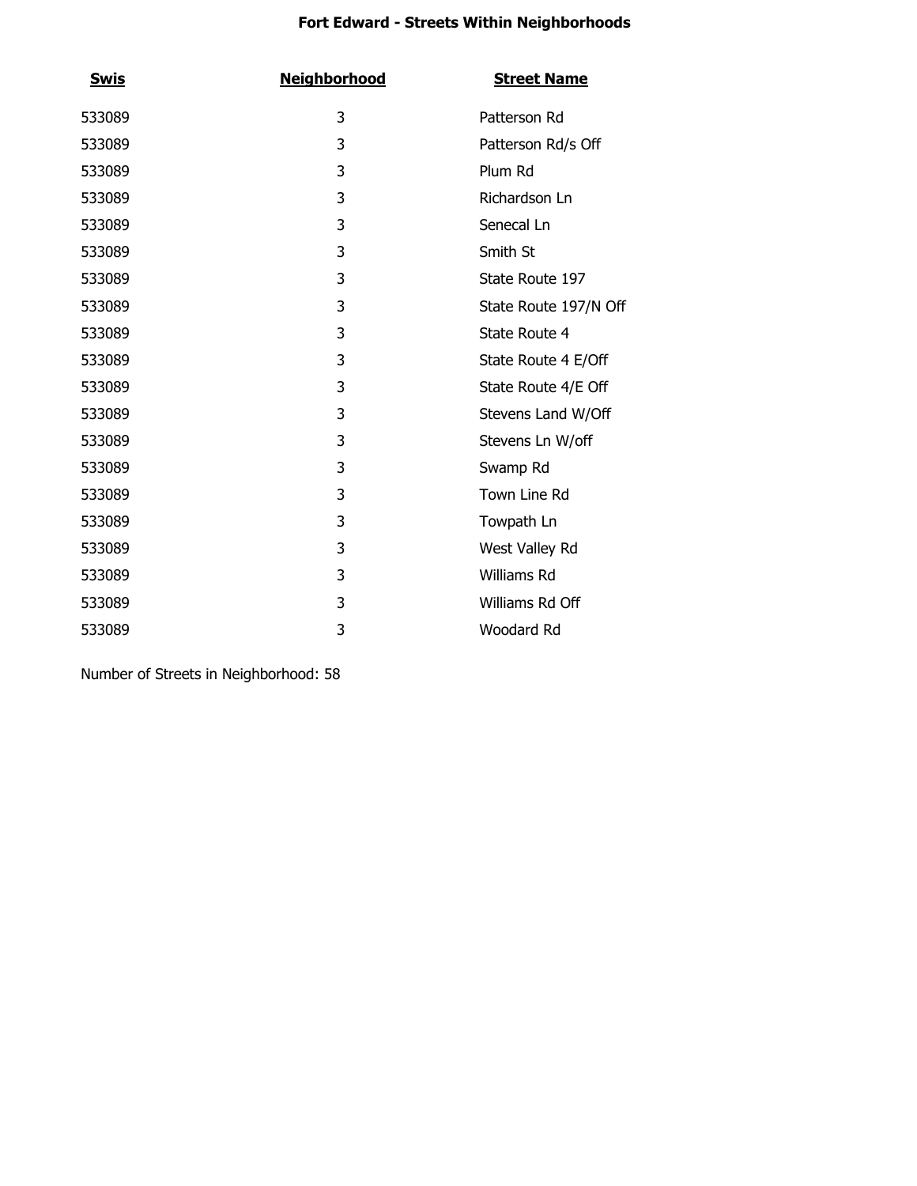**Fort Edward - Streets Within Neighborhoods**

| Swis | Neighborhood | Street Name |
|---|---|---|
| 533089 | 3 | Patterson Rd |
| 533089 | 3 | Patterson Rd/s Off |
| 533089 | 3 | Plum Rd |
| 533089 | 3 | Richardson Ln |
| 533089 | 3 | Senecal Ln |
| 533089 | 3 | Smith St |
| 533089 | 3 | State Route 197 |
| 533089 | 3 | State Route 197/N Off |
| 533089 | 3 | State Route 4 |
| 533089 | 3 | State Route 4 E/Off |
| 533089 | 3 | State Route 4/E Off |
| 533089 | 3 | Stevens Land W/Off |
| 533089 | 3 | Stevens Ln W/off |
| 533089 | 3 | Swamp Rd |
| 533089 | 3 | Town Line Rd |
| 533089 | 3 | Towpath Ln |
| 533089 | 3 | West Valley Rd |
| 533089 | 3 | Williams Rd |
| 533089 | 3 | Williams Rd Off |
| 533089 | 3 | Woodard Rd |

Number of Streets in Neighborhood: 58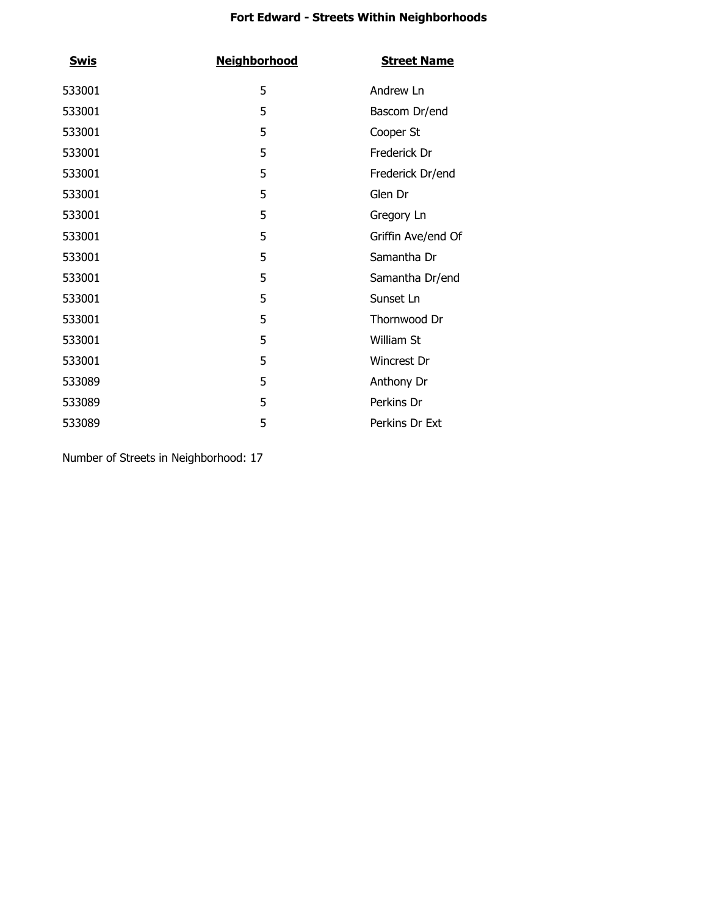# Fort Edward - Streets Within Neighborhoods

| Swis | Neighborhood | Street Name |
|---|---|---|
| 533001 | 5 | Andrew Ln |
| 533001 | 5 | Bascom Dr/end |
| 533001 | 5 | Cooper St |
| 533001 | 5 | Frederick Dr |
| 533001 | 5 | Frederick Dr/end |
| 533001 | 5 | Glen Dr |
| 533001 | 5 | Gregory Ln |
| 533001 | 5 | Griffin Ave/end Of |
| 533001 | 5 | Samantha Dr |
| 533001 | 5 | Samantha Dr/end |
| 533001 | 5 | Sunset Ln |
| 533001 | 5 | Thornwood Dr |
| 533001 | 5 | William St |
| 533001 | 5 | Wincrest Dr |
| 533089 | 5 | Anthony Dr |
| 533089 | 5 | Perkins Dr |
| 533089 | 5 | Perkins Dr Ext |

Number of Streets in Neighborhood: 17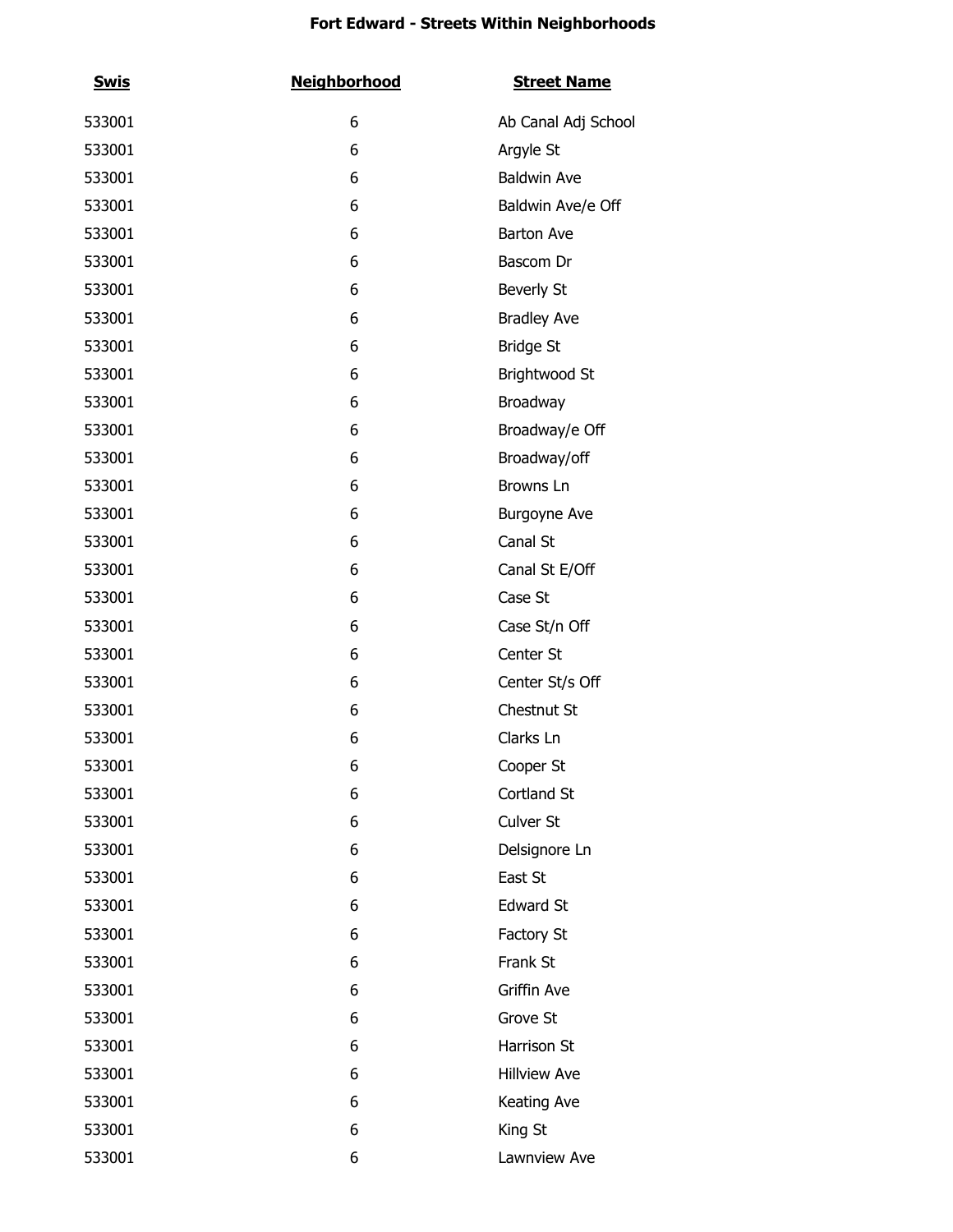**Fort Edward - Streets Within Neighborhoods**

| Swis | Neighborhood | Street Name |
|---|---|---|
| 533001 | 6 | Ab Canal Adj School |
| 533001 | 6 | Argyle St |
| 533001 | 6 | Baldwin Ave |
| 533001 | 6 | Baldwin Ave/e Off |
| 533001 | 6 | Barton Ave |
| 533001 | 6 | Bascom Dr |
| 533001 | 6 | Beverly St |
| 533001 | 6 | Bradley Ave |
| 533001 | 6 | Bridge St |
| 533001 | 6 | Brightwood St |
| 533001 | 6 | Broadway |
| 533001 | 6 | Broadway/e Off |
| 533001 | 6 | Broadway/off |
| 533001 | 6 | Browns Ln |
| 533001 | 6 | Burgoyne Ave |
| 533001 | 6 | Canal St |
| 533001 | 6 | Canal St E/Off |
| 533001 | 6 | Case St |
| 533001 | 6 | Case St/n Off |
| 533001 | 6 | Center St |
| 533001 | 6 | Center St/s Off |
| 533001 | 6 | Chestnut St |
| 533001 | 6 | Clarks Ln |
| 533001 | 6 | Cooper St |
| 533001 | 6 | Cortland St |
| 533001 | 6 | Culver St |
| 533001 | 6 | Delsignore Ln |
| 533001 | 6 | East St |
| 533001 | 6 | Edward St |
| 533001 | 6 | Factory St |
| 533001 | 6 | Frank St |
| 533001 | 6 | Griffin Ave |
| 533001 | 6 | Grove St |
| 533001 | 6 | Harrison St |
| 533001 | 6 | Hillview Ave |
| 533001 | 6 | Keating Ave |
| 533001 | 6 | King St |
| 533001 | 6 | Lawnview Ave |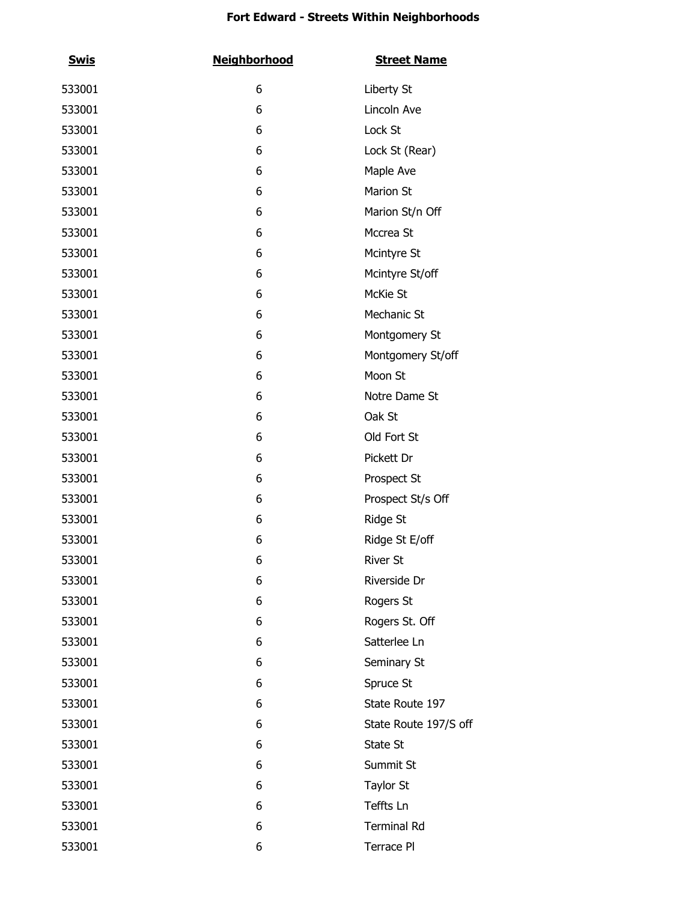**Fort Edward - Streets Within Neighborhoods**

| Swis | Neighborhood | Street Name |
| --- | --- | --- |
| 533001 | 6 | Liberty St |
| 533001 | 6 | Lincoln Ave |
| 533001 | 6 | Lock St |
| 533001 | 6 | Lock St (Rear) |
| 533001 | 6 | Maple Ave |
| 533001 | 6 | Marion St |
| 533001 | 6 | Marion St/n Off |
| 533001 | 6 | Mccrea St |
| 533001 | 6 | Mcintyre St |
| 533001 | 6 | Mcintyre St/off |
| 533001 | 6 | McKie St |
| 533001 | 6 | Mechanic St |
| 533001 | 6 | Montgomery St |
| 533001 | 6 | Montgomery St/off |
| 533001 | 6 | Moon St |
| 533001 | 6 | Notre Dame St |
| 533001 | 6 | Oak St |
| 533001 | 6 | Old Fort St |
| 533001 | 6 | Pickett Dr |
| 533001 | 6 | Prospect St |
| 533001 | 6 | Prospect St/s Off |
| 533001 | 6 | Ridge St |
| 533001 | 6 | Ridge St E/off |
| 533001 | 6 | River St |
| 533001 | 6 | Riverside Dr |
| 533001 | 6 | Rogers St |
| 533001 | 6 | Rogers St. Off |
| 533001 | 6 | Satterlee Ln |
| 533001 | 6 | Seminary St |
| 533001 | 6 | Spruce St |
| 533001 | 6 | State Route 197 |
| 533001 | 6 | State Route 197/S off |
| 533001 | 6 | State St |
| 533001 | 6 | Summit St |
| 533001 | 6 | Taylor St |
| 533001 | 6 | Teffts Ln |
| 533001 | 6 | Terminal Rd |
| 533001 | 6 | Terrace Pl |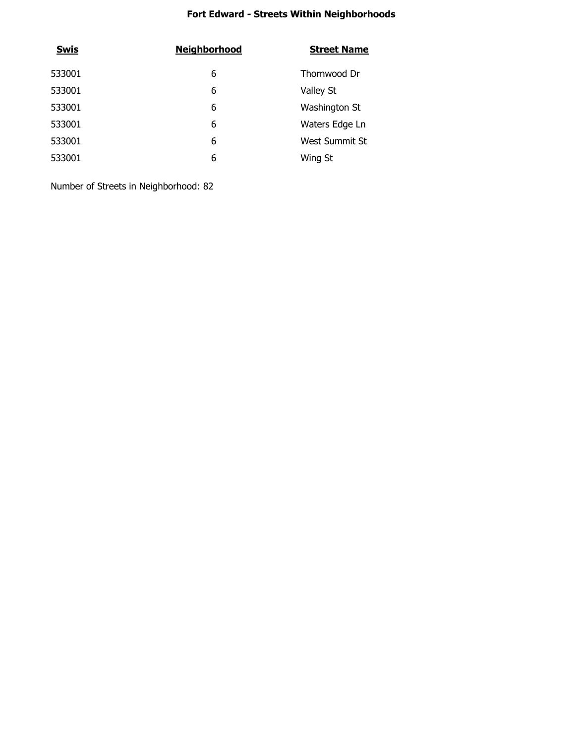**Fort Edward - Streets Within Neighborhoods**

| Swis | Neighborhood | Street Name |
| --- | --- | --- |
| 533001 | 6 | Thornwood Dr |
| 533001 | 6 | Valley St |
| 533001 | 6 | Washington St |
| 533001 | 6 | Waters Edge Ln |
| 533001 | 6 | West Summit St |
| 533001 | 6 | Wing St |

Number of Streets in Neighborhood: 82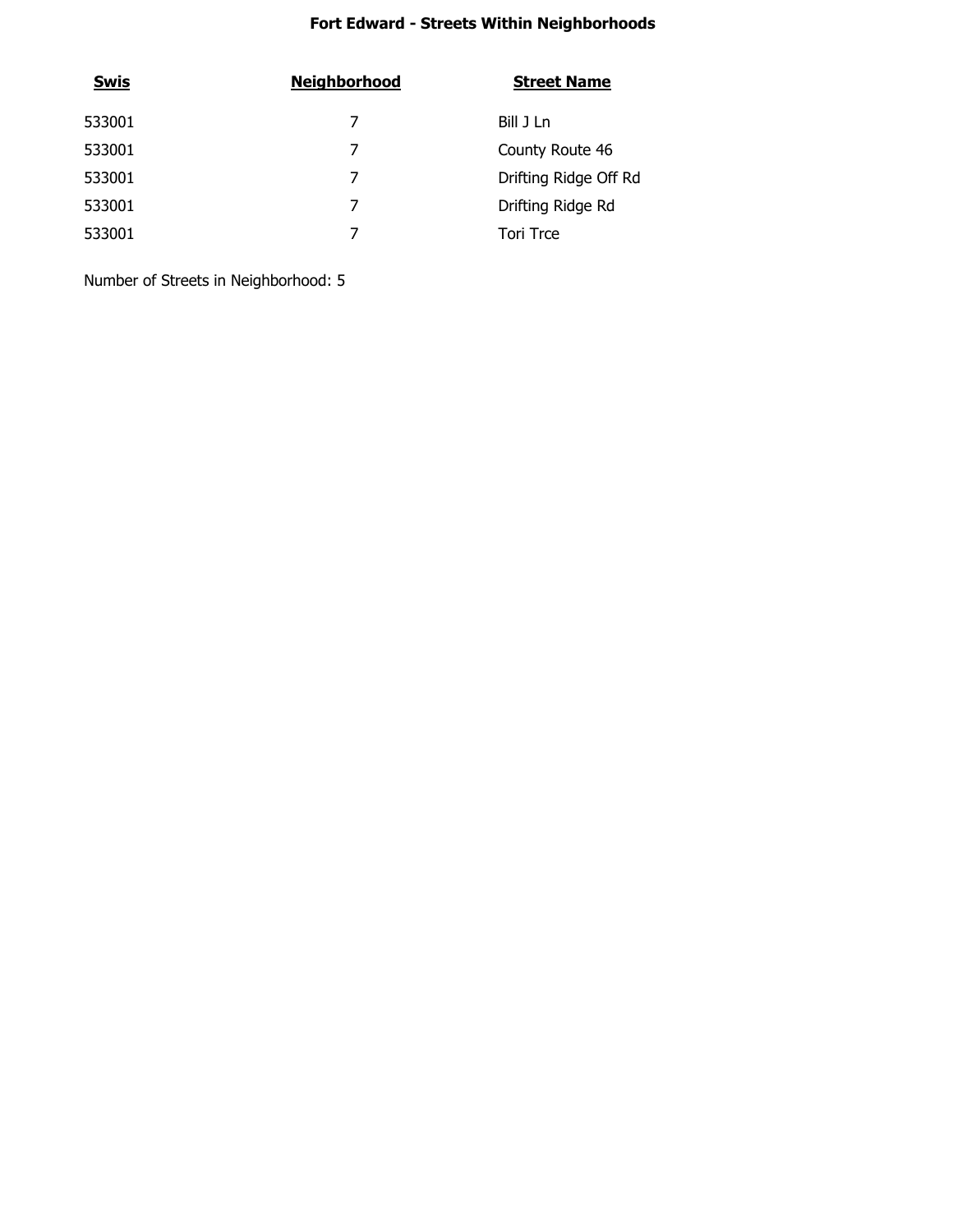# Fort Edward - Streets Within Neighborhoods

| Swis | Neighborhood | Street Name |
| --- | --- | --- |
| 533001 | 7 | Bill J Ln |
| 533001 | 7 | County Route 46 |
| 533001 | 7 | Drifting Ridge Off Rd |
| 533001 | 7 | Drifting Ridge Rd |
| 533001 | 7 | Tori Trce |

Number of Streets in Neighborhood: 5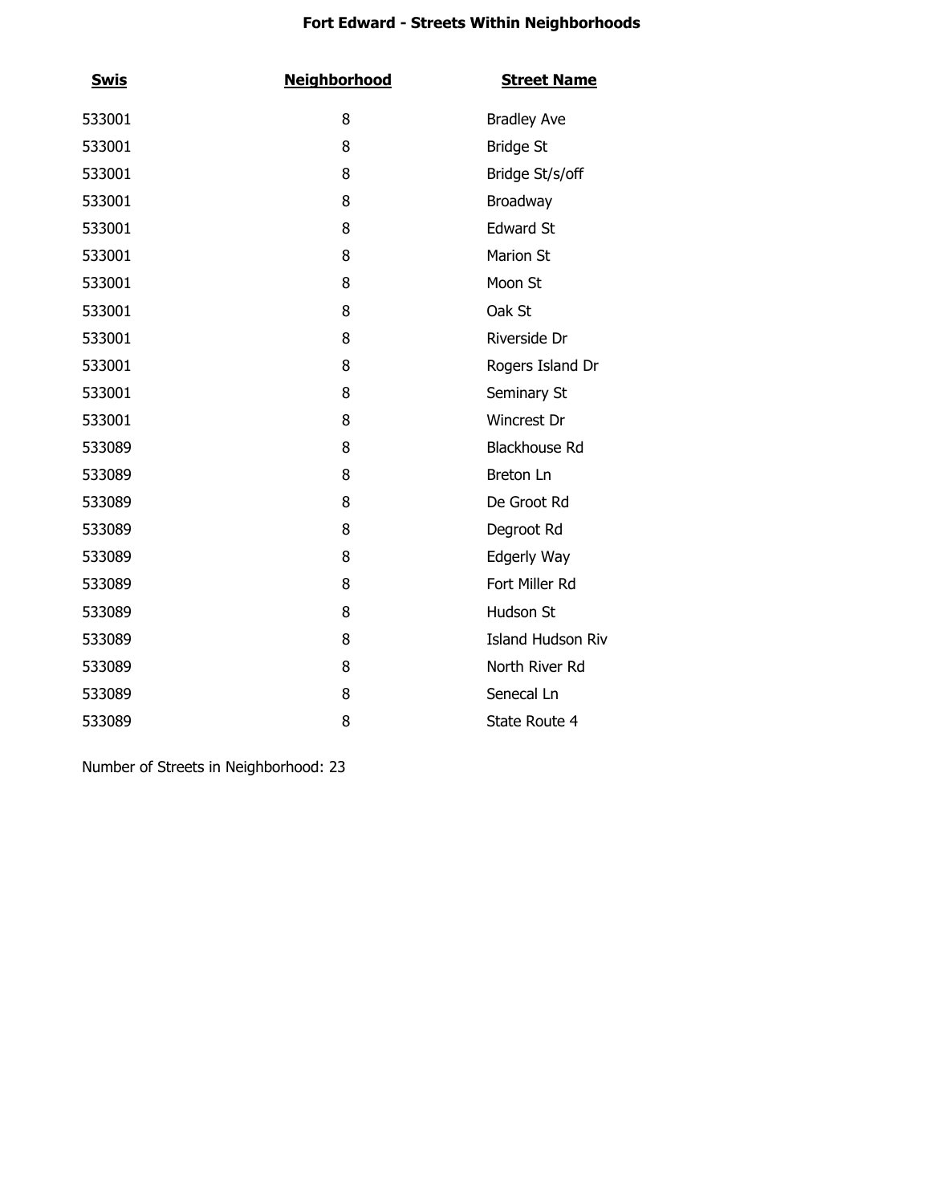# Fort Edward - Streets Within Neighborhoods

| Swis | Neighborhood | Street Name |
|---|---|---|
| 533001 | 8 | Bradley Ave |
| 533001 | 8 | Bridge St |
| 533001 | 8 | Bridge St/s/off |
| 533001 | 8 | Broadway |
| 533001 | 8 | Edward St |
| 533001 | 8 | Marion St |
| 533001 | 8 | Moon St |
| 533001 | 8 | Oak St |
| 533001 | 8 | Riverside Dr |
| 533001 | 8 | Rogers Island Dr |
| 533001 | 8 | Seminary St |
| 533001 | 8 | Wincrest Dr |
| 533089 | 8 | Blackhouse Rd |
| 533089 | 8 | Breton Ln |
| 533089 | 8 | De Groot Rd |
| 533089 | 8 | Degroot Rd |
| 533089 | 8 | Edgerly Way |
| 533089 | 8 | Fort Miller Rd |
| 533089 | 8 | Hudson St |
| 533089 | 8 | Island Hudson Riv |
| 533089 | 8 | North River Rd |
| 533089 | 8 | Senecal Ln |
| 533089 | 8 | State Route 4 |

Number of Streets in Neighborhood: 23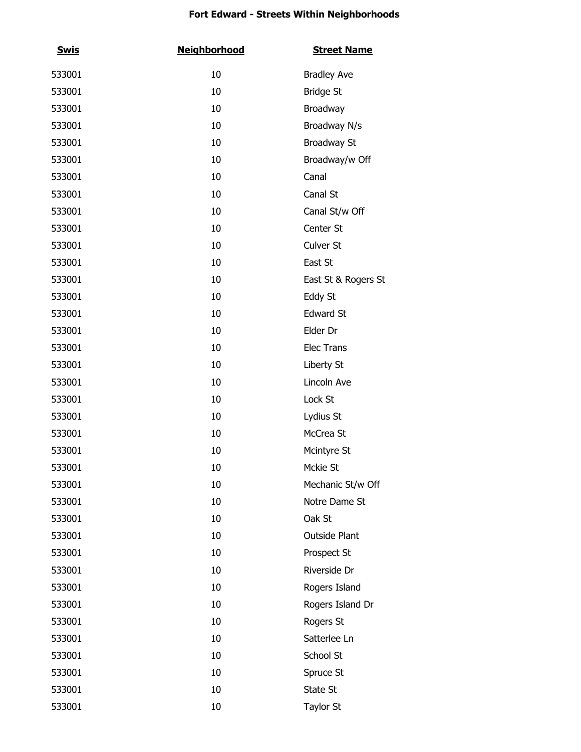**Fort Edward - Streets Within Neighborhoods**

| Swis | Neighborhood | Street Name |
|---|---|---|
| 533001 | 10 | Bradley Ave |
| 533001 | 10 | Bridge St |
| 533001 | 10 | Broadway |
| 533001 | 10 | Broadway N/s |
| 533001 | 10 | Broadway St |
| 533001 | 10 | Broadway/w Off |
| 533001 | 10 | Canal |
| 533001 | 10 | Canal St |
| 533001 | 10 | Canal St/w Off |
| 533001 | 10 | Center St |
| 533001 | 10 | Culver St |
| 533001 | 10 | East St |
| 533001 | 10 | East St & Rogers St |
| 533001 | 10 | Eddy St |
| 533001 | 10 | Edward St |
| 533001 | 10 | Elder Dr |
| 533001 | 10 | Elec Trans |
| 533001 | 10 | Liberty St |
| 533001 | 10 | Lincoln Ave |
| 533001 | 10 | Lock St |
| 533001 | 10 | Lydius St |
| 533001 | 10 | McCrea St |
| 533001 | 10 | Mcintyre St |
| 533001 | 10 | Mckie St |
| 533001 | 10 | Mechanic St/w Off |
| 533001 | 10 | Notre Dame St |
| 533001 | 10 | Oak St |
| 533001 | 10 | Outside Plant |
| 533001 | 10 | Prospect St |
| 533001 | 10 | Riverside Dr |
| 533001 | 10 | Rogers Island |
| 533001 | 10 | Rogers Island Dr |
| 533001 | 10 | Rogers St |
| 533001 | 10 | Satterlee Ln |
| 533001 | 10 | School St |
| 533001 | 10 | Spruce St |
| 533001 | 10 | State St |
| 533001 | 10 | Taylor St |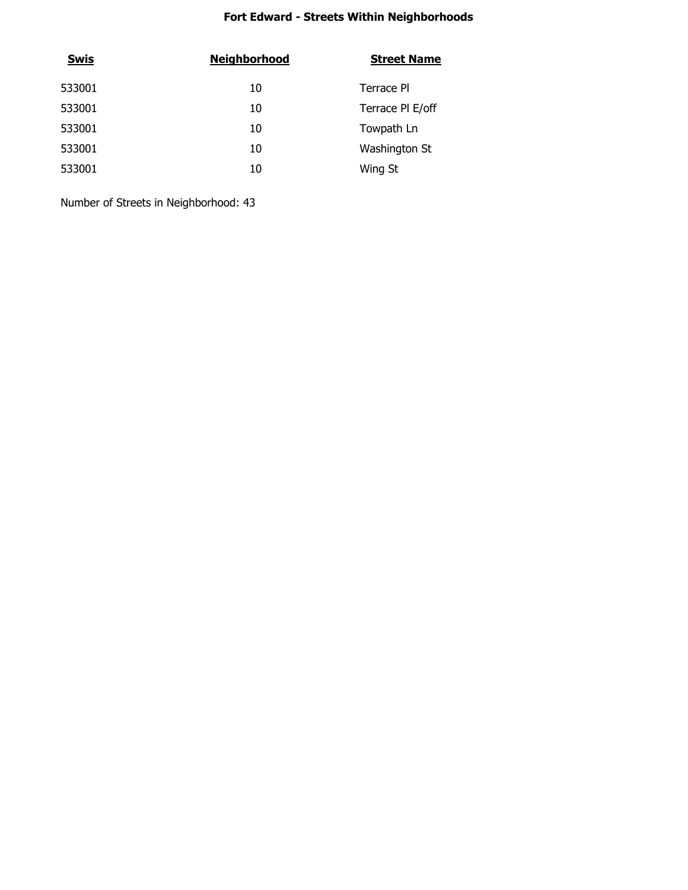**Fort Edward - Streets Within Neighborhoods**

| Swis | Neighborhood | Street Name |
| --- | --- | --- |
| 533001 | 10 | Terrace Pl |
| 533001 | 10 | Terrace Pl E/off |
| 533001 | 10 | Towpath Ln |
| 533001 | 10 | Washington St |
| 533001 | 10 | Wing St |

Number of Streets in Neighborhood: 43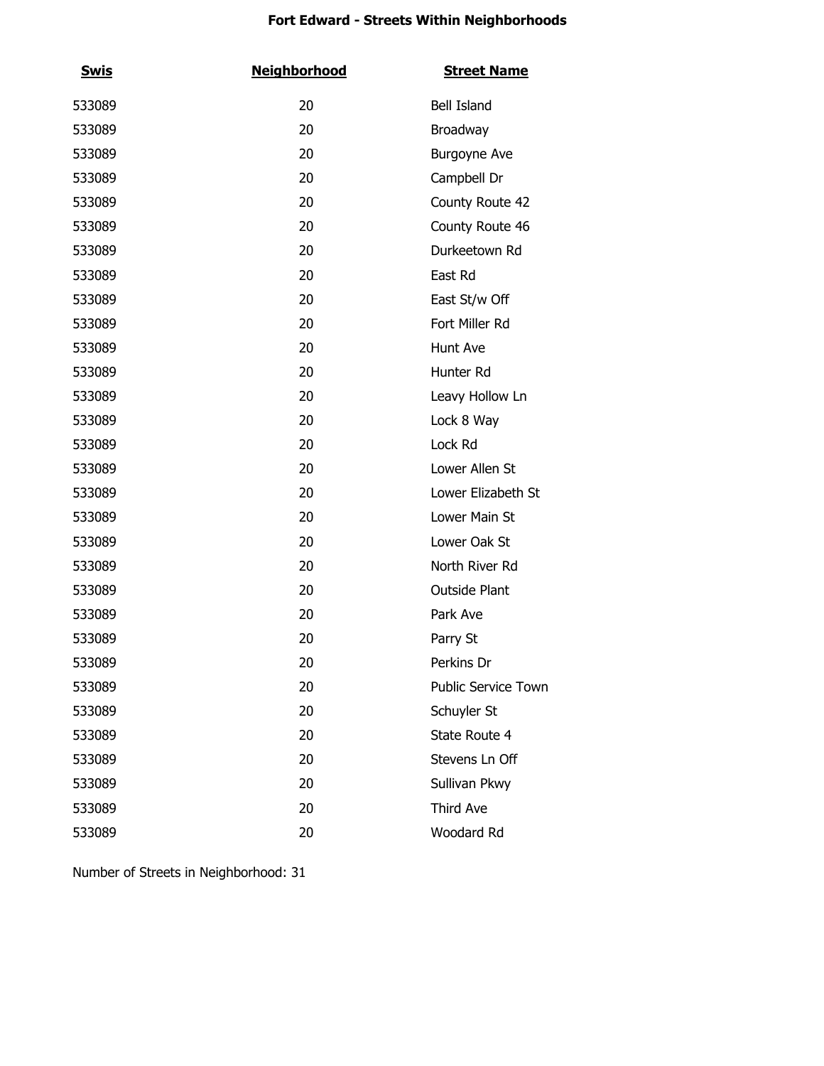**Fort Edward - Streets Within Neighborhoods**

| Swis | Neighborhood | Street Name |
|---|---|---|
| 533089 | 20 | Bell Island |
| 533089 | 20 | Broadway |
| 533089 | 20 | Burgoyne Ave |
| 533089 | 20 | Campbell Dr |
| 533089 | 20 | County Route 42 |
| 533089 | 20 | County Route 46 |
| 533089 | 20 | Durkeetown Rd |
| 533089 | 20 | East Rd |
| 533089 | 20 | East St/w Off |
| 533089 | 20 | Fort Miller Rd |
| 533089 | 20 | Hunt Ave |
| 533089 | 20 | Hunter Rd |
| 533089 | 20 | Leavy Hollow Ln |
| 533089 | 20 | Lock 8 Way |
| 533089 | 20 | Lock Rd |
| 533089 | 20 | Lower Allen St |
| 533089 | 20 | Lower Elizabeth St |
| 533089 | 20 | Lower Main St |
| 533089 | 20 | Lower Oak St |
| 533089 | 20 | North River Rd |
| 533089 | 20 | Outside Plant |
| 533089 | 20 | Park Ave |
| 533089 | 20 | Parry St |
| 533089 | 20 | Perkins Dr |
| 533089 | 20 | Public Service Town |
| 533089 | 20 | Schuyler St |
| 533089 | 20 | State Route 4 |
| 533089 | 20 | Stevens Ln Off |
| 533089 | 20 | Sullivan Pkwy |
| 533089 | 20 | Third Ave |
| 533089 | 20 | Woodard Rd |

Number of Streets in Neighborhood: 31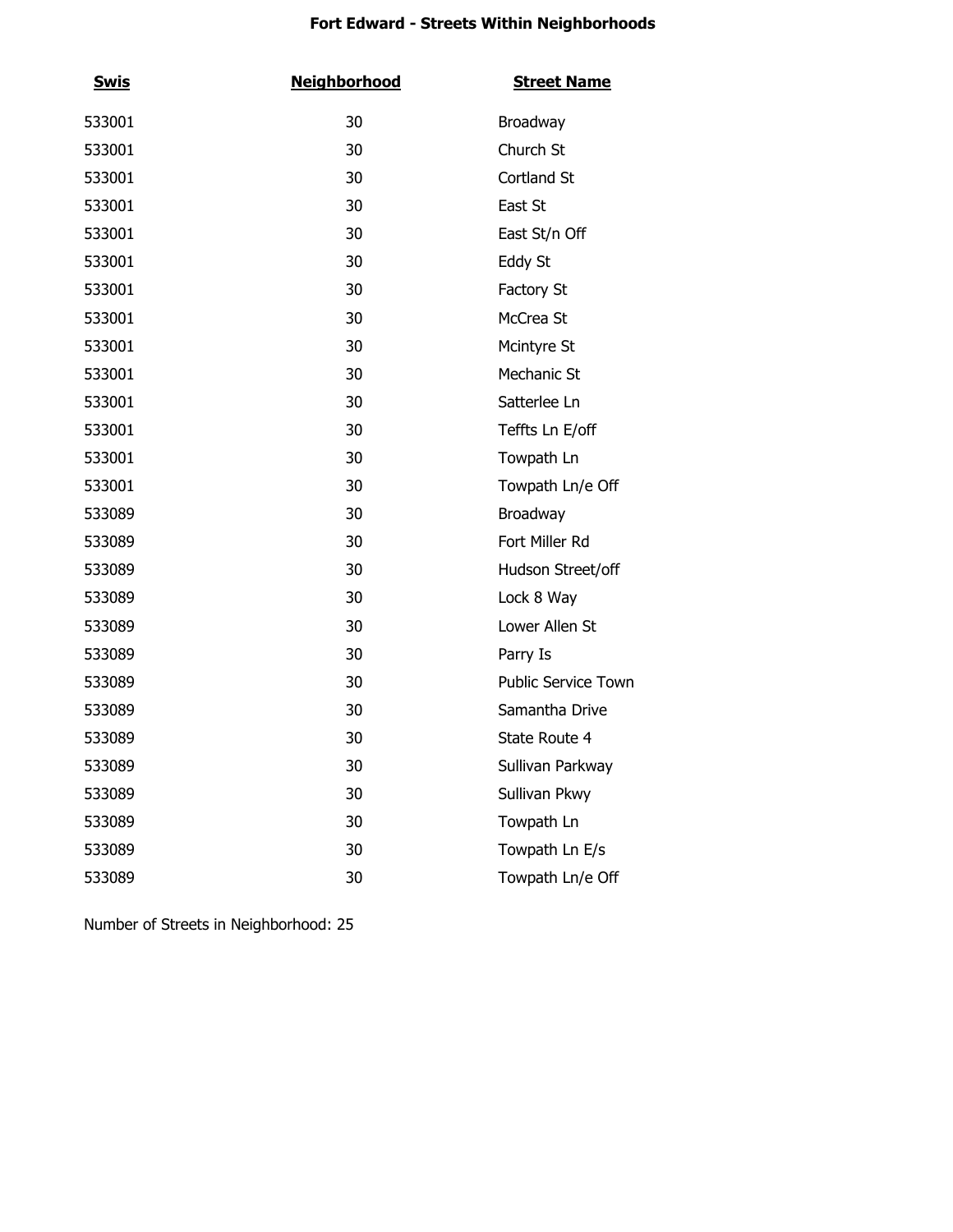# Fort Edward - Streets Within Neighborhoods

| Swis | Neighborhood | Street Name |
|---|---|---|
| 533001 | 30 | Broadway |
| 533001 | 30 | Church St |
| 533001 | 30 | Cortland St |
| 533001 | 30 | East St |
| 533001 | 30 | East St/n Off |
| 533001 | 30 | Eddy St |
| 533001 | 30 | Factory St |
| 533001 | 30 | McCrea St |
| 533001 | 30 | Mcintyre St |
| 533001 | 30 | Mechanic St |
| 533001 | 30 | Satterlee Ln |
| 533001 | 30 | Teffts Ln E/off |
| 533001 | 30 | Towpath Ln |
| 533001 | 30 | Towpath Ln/e Off |
| 533089 | 30 | Broadway |
| 533089 | 30 | Fort Miller Rd |
| 533089 | 30 | Hudson Street/off |
| 533089 | 30 | Lock 8 Way |
| 533089 | 30 | Lower Allen St |
| 533089 | 30 | Parry Is |
| 533089 | 30 | Public Service Town |
| 533089 | 30 | Samantha Drive |
| 533089 | 30 | State Route 4 |
| 533089 | 30 | Sullivan Parkway |
| 533089 | 30 | Sullivan Pkwy |
| 533089 | 30 | Towpath Ln |
| 533089 | 30 | Towpath Ln E/s |
| 533089 | 30 | Towpath Ln/e Off |

Number of Streets in Neighborhood: 25